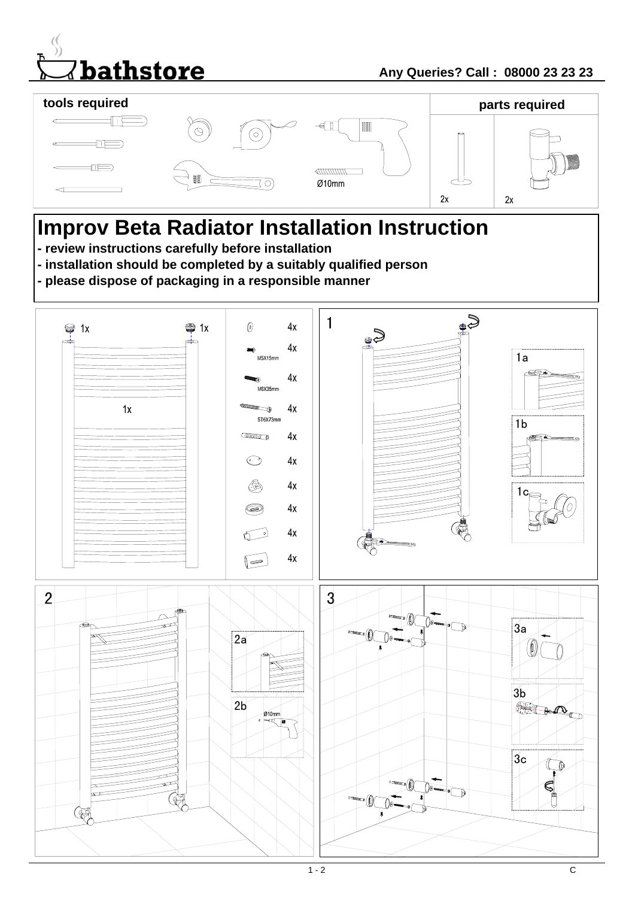**bathstore**

**Any Queries? Call : 08000 23 23 23**

| tools required | parts required | |
|---|---|---|
| Ø10mm | 2x | 2x |

# Improv Beta Radiator Installation Instruction

- **review instructions carefully before installation**
- **installation should be completed by a suitably qualified person**
- **please dispose of packaging in a responsible manner**

1x 1x

1x

4x

4x M5X15mm

4x M6X35mm

4x ST6X73mm

4x

4x

4x

4x

4x

4x

1

1a

1b

1c

2

2a

2b Ø10mm

3

3a

3b

3c

C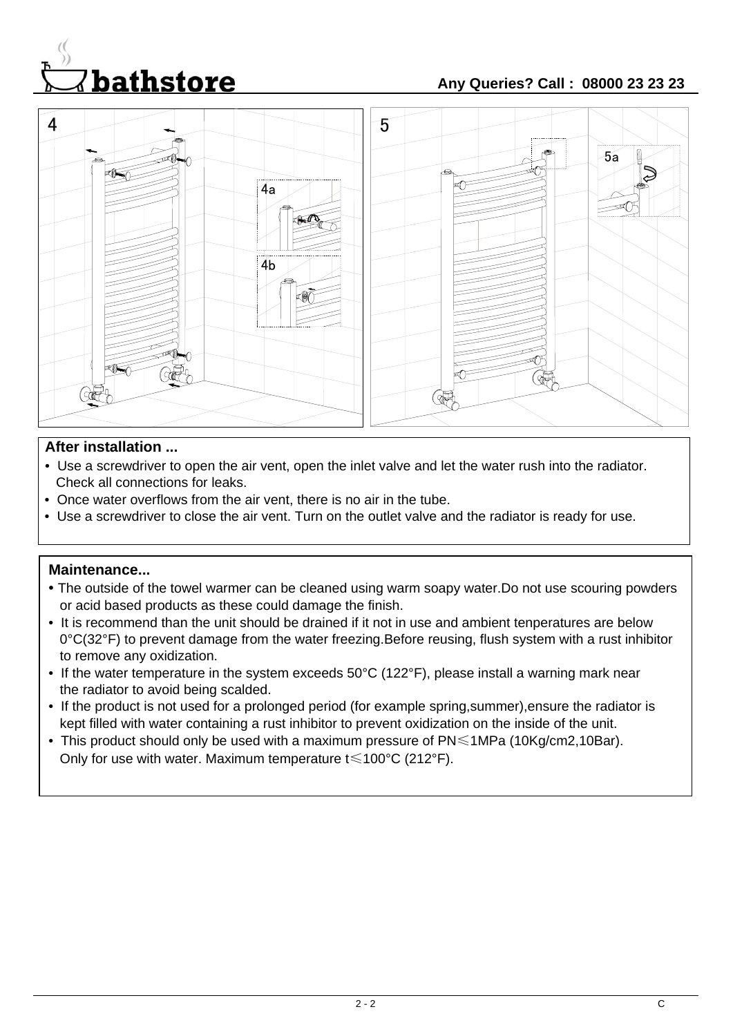**After installation ...**

- Use a screwdriver to open the air vent, open the inlet valve and let the water rush into the radiator. Check all connections for leaks.
- Once water overflows from the air vent, there is no air in the tube.
- Use a screwdriver to close the air vent. Turn on the outlet valve and the radiator is ready for use.

**Maintenance...**

- The outside of the towel warmer can be cleaned using warm soapy water.Do not use scouring powders or acid based products as these could damage the finish.
- It is recommend than the unit should be drained if it not in use and ambient tenperatures are below 0°C(32°F) to prevent damage from the water freezing.Before reusing, flush system with a rust inhibitor to remove any oxidization.
- If the water temperature in the system exceeds 50°C (122°F), please install a warning mark near the radiator to avoid being scalded.
- If the product is not used for a prolonged period (for example spring,summer),ensure the radiator is kept filled with water containing a rust inhibitor to prevent oxidization on the inside of the unit.
- This product should only be used with a maximum pressure of PN≤1MPa (10Kg/cm2,10Bar). Only for use with water. Maximum temperature t≤100°C (212°F).